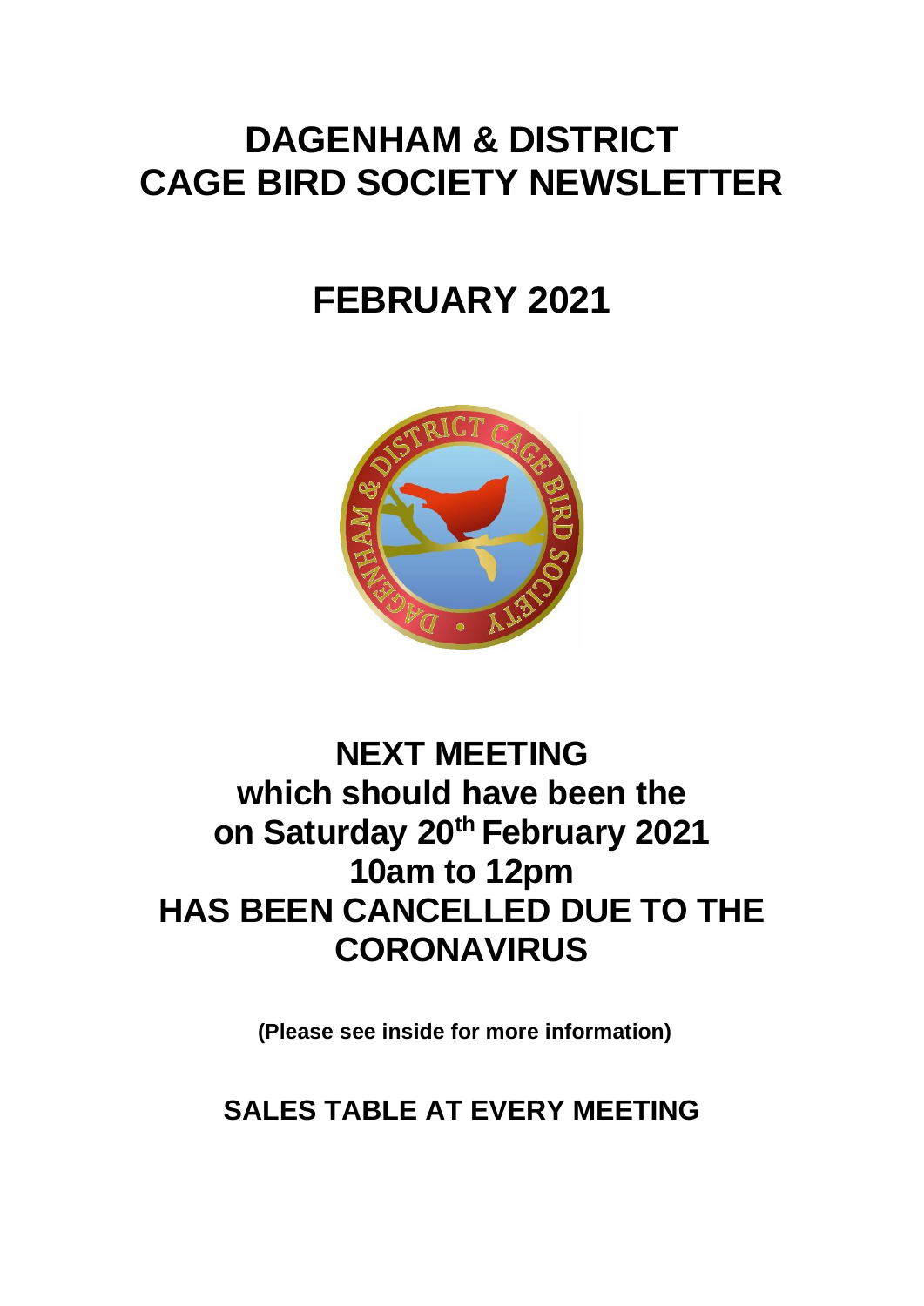# DAGENHAM & DISTRICT CAGE BIRD SOCIETY NEWSLETTER

# FEBRUARY 2021

## NEXT MEETING which should have been the on Saturday 20th February 2021 10am to 12pm HAS BEEN CANCELLED DUE TO THE CORONAVIRUS

**(Please see inside for more information)**

## SALES TABLE AT EVERY MEETING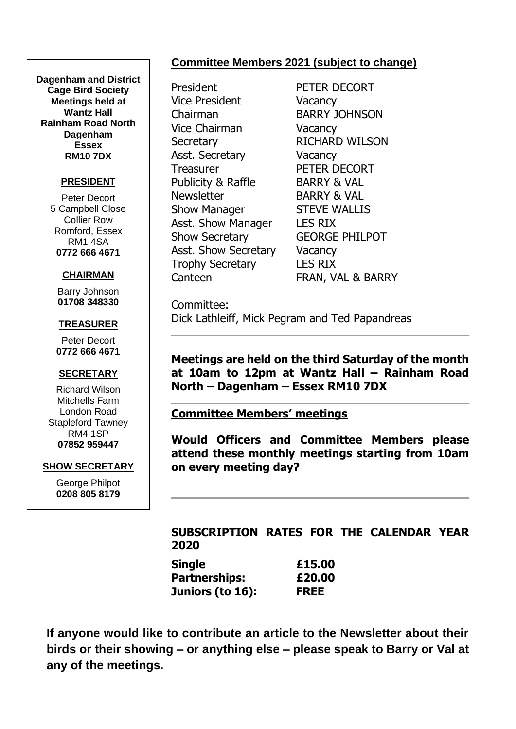**Dagenham and District Cage Bird Society Meetings held at Wantz Hall Rainham Road North Dagenham Essex RM10 7DX**

**PRESIDENT**

Peter Decort
5 Campbell Close
Collier Row
Romford, Essex
RM1 4SA
**0772 666 4671**

**CHAIRMAN**

Barry Johnson
**01708 348330**

**TREASURER**

Peter Decort
**0772 666 4671**

**SECRETARY**

Richard Wilson
Mitchells Farm
London Road
Stapleford Tawney
RM4 1SP
**07852 959447**

**SHOW SECRETARY**

George Philpot
**0208 805 8179**

## Committee Members 2021 (subject to change)

| | |
|---|---|
| President | PETER DECORT |
| Vice President | Vacancy |
| Chairman | BARRY JOHNSON |
| Vice Chairman | Vacancy |
| Secretary | RICHARD WILSON |
| Asst. Secretary | Vacancy |
| Treasurer | PETER DECORT |
| Publicity & Raffle | BARRY & VAL |
| Newsletter | BARRY & VAL |
| Show Manager | STEVE WALLIS |
| Asst. Show Manager | LES RIX |
| Show Secretary | GEORGE PHILPOT |
| Asst. Show Secretary | Vacancy |
| Trophy Secretary | LES RIX |
| Canteen | FRAN, VAL & BARRY |

Committee:
Dick Lathleiff, Mick Pegram and Ted Papandreas

---

**Meetings are held on the third Saturday of the month at 10am to 12pm at Wantz Hall – Rainham Road North – Dagenham – Essex RM10 7DX**

---

**Committee Members' meetings**

**Would Officers and Committee Members please attend these monthly meetings starting from 10am on every meeting day?**

---

**SUBSCRIPTION RATES FOR THE CALENDAR YEAR 2020**

| | |
|---|---|
| **Single** | **£15.00** |
| **Partnerships:** | **£20.00** |
| **Juniors (to 16):** | **FREE** |

**If anyone would like to contribute an article to the Newsletter about their birds or their showing – or anything else – please speak to Barry or Val at any of the meetings.**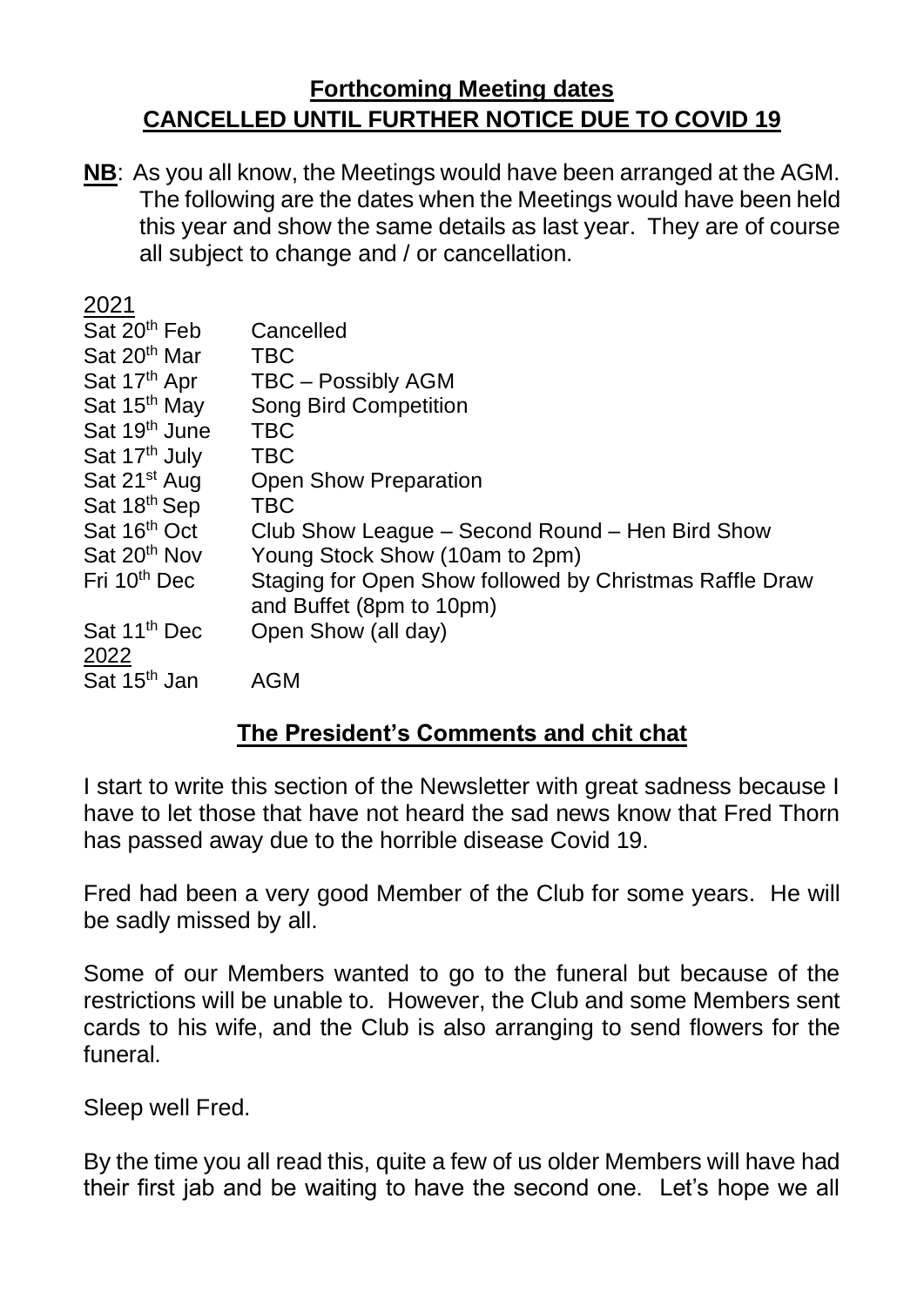## **Forthcoming Meeting dates**
## **CANCELLED UNTIL FURTHER NOTICE DUE TO COVID 19**

**NB**: As you all know, the Meetings would have been arranged at the AGM. The following are the dates when the Meetings would have been held this year and show the same details as last year. They are of course all subject to change and / or cancellation.

<u>2021</u>

| | |
|---|---|
| Sat 20th Feb | Cancelled |
| Sat 20th Mar | TBC |
| Sat 17th Apr | TBC – Possibly AGM |
| Sat 15th May | Song Bird Competition |
| Sat 19th June | TBC |
| Sat 17th July | TBC |
| Sat 21st Aug | Open Show Preparation |
| Sat 18th Sep | TBC |
| Sat 16th Oct | Club Show League – Second Round – Hen Bird Show |
| Sat 20th Nov | Young Stock Show (10am to 2pm) |
| Fri 10th Dec | Staging for Open Show followed by Christmas Raffle Draw and Buffet (8pm to 10pm) |
| Sat 11th Dec | Open Show (all day) |
| <u>2022</u> | |
| Sat 15th Jan | AGM |

## **The President's Comments and chit chat**

I start to write this section of the Newsletter with great sadness because I have to let those that have not heard the sad news know that Fred Thorn has passed away due to the horrible disease Covid 19.

Fred had been a very good Member of the Club for some years. He will be sadly missed by all.

Some of our Members wanted to go to the funeral but because of the restrictions will be unable to. However, the Club and some Members sent cards to his wife, and the Club is also arranging to send flowers for the funeral.

Sleep well Fred.

By the time you all read this, quite a few of us older Members will have had their first jab and be waiting to have the second one. Let's hope we all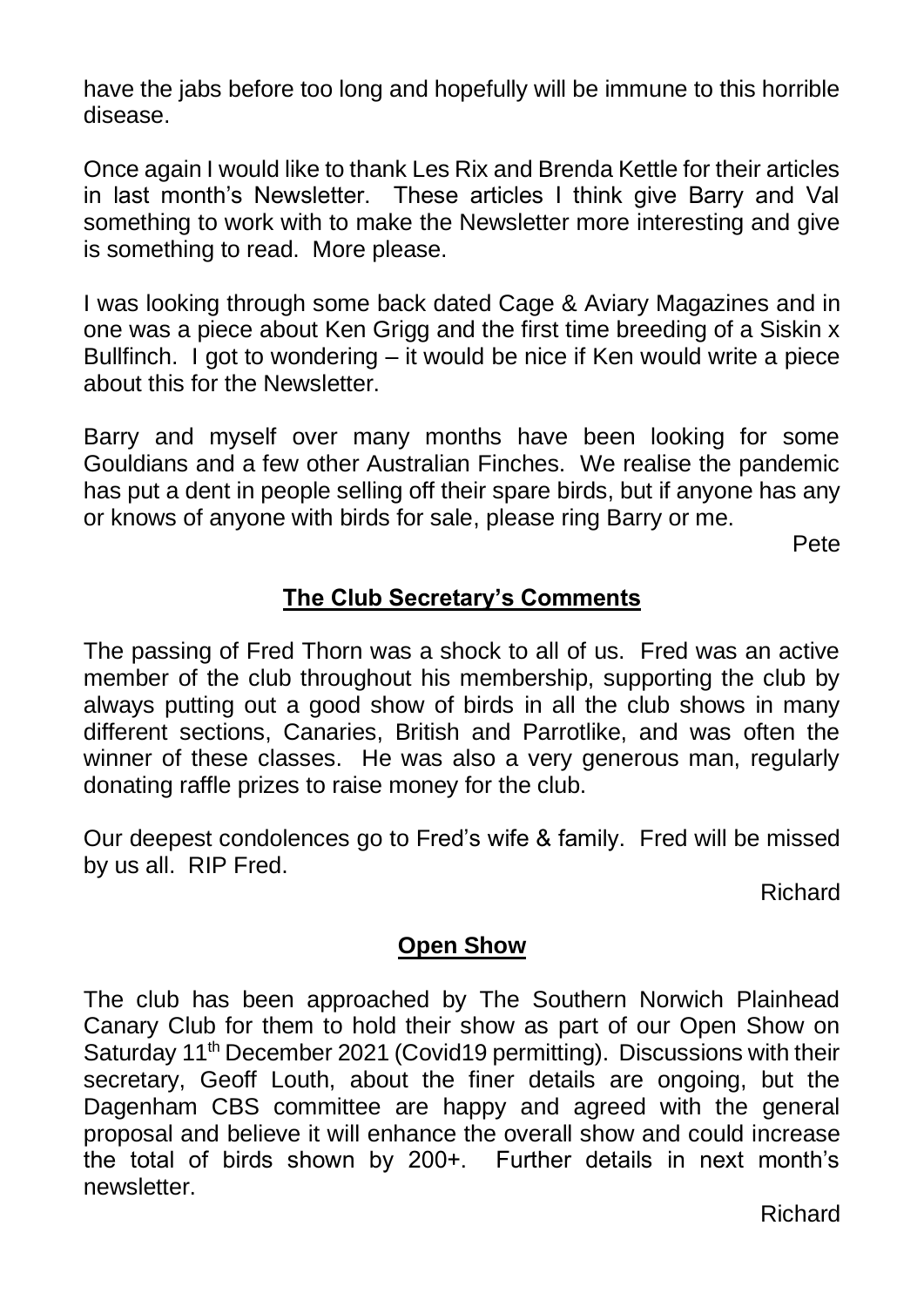have the jabs before too long and hopefully will be immune to this horrible disease.

Once again I would like to thank Les Rix and Brenda Kettle for their articles in last month's Newsletter. These articles I think give Barry and Val something to work with to make the Newsletter more interesting and give is something to read. More please.

I was looking through some back dated Cage & Aviary Magazines and in one was a piece about Ken Grigg and the first time breeding of a Siskin x Bullfinch. I got to wondering – it would be nice if Ken would write a piece about this for the Newsletter.

Barry and myself over many months have been looking for some Gouldians and a few other Australian Finches. We realise the pandemic has put a dent in people selling off their spare birds, but if anyone has any or knows of anyone with birds for sale, please ring Barry or me.

Pete

## **The Club Secretary's Comments**

The passing of Fred Thorn was a shock to all of us. Fred was an active member of the club throughout his membership, supporting the club by always putting out a good show of birds in all the club shows in many different sections, Canaries, British and Parrotlike, and was often the winner of these classes. He was also a very generous man, regularly donating raffle prizes to raise money for the club.

Our deepest condolences go to Fred's wife & family. Fred will be missed by us all. RIP Fred.

Richard

## **Open Show**

The club has been approached by The Southern Norwich Plainhead Canary Club for them to hold their show as part of our Open Show on Saturday 11th December 2021 (Covid19 permitting). Discussions with their secretary, Geoff Louth, about the finer details are ongoing, but the Dagenham CBS committee are happy and agreed with the general proposal and believe it will enhance the overall show and could increase the total of birds shown by 200+. Further details in next month's newsletter.

Richard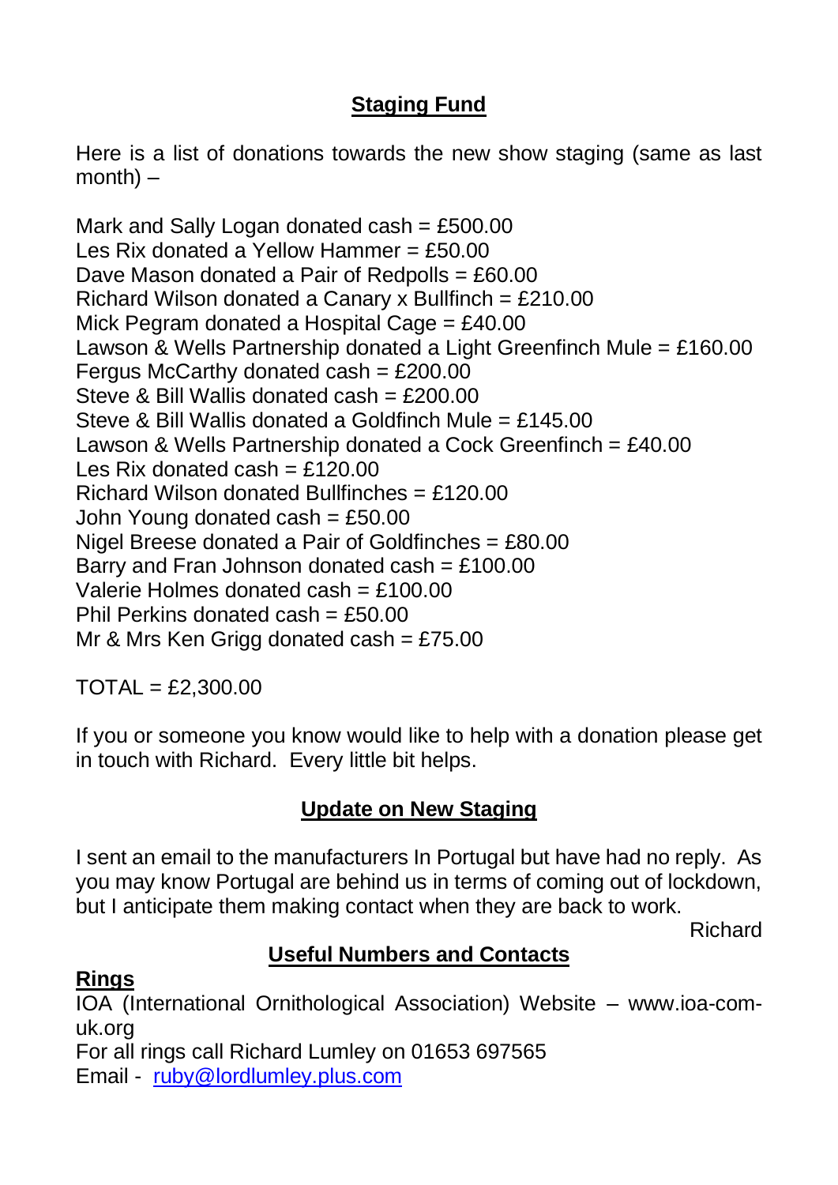## Staging Fund

Here is a list of donations towards the new show staging (same as last month) –

Mark and Sally Logan donated cash = £500.00
Les Rix donated a Yellow Hammer = £50.00
Dave Mason donated a Pair of Redpolls = £60.00
Richard Wilson donated a Canary x Bullfinch = £210.00
Mick Pegram donated a Hospital Cage = £40.00
Lawson & Wells Partnership donated a Light Greenfinch Mule = £160.00
Fergus McCarthy donated cash = £200.00
Steve & Bill Wallis donated cash = £200.00
Steve & Bill Wallis donated a Goldfinch Mule = £145.00
Lawson & Wells Partnership donated a Cock Greenfinch = £40.00
Les Rix donated cash = £120.00
Richard Wilson donated Bullfinches = £120.00
John Young donated cash = £50.00
Nigel Breese donated a Pair of Goldfinches = £80.00
Barry and Fran Johnson donated cash = £100.00
Valerie Holmes donated cash = £100.00
Phil Perkins donated cash = £50.00
Mr & Mrs Ken Grigg donated cash = £75.00

TOTAL = £2,300.00

If you or someone you know would like to help with a donation please get in touch with Richard. Every little bit helps.

## Update on New Staging

I sent an email to the manufacturers In Portugal but have had no reply. As you may know Portugal are behind us in terms of coming out of lockdown, but I anticipate them making contact when they are back to work.

Richard

## Useful Numbers and Contacts

**Rings**

IOA (International Ornithological Association) Website – www.ioa-com-uk.org
For all rings call Richard Lumley on 01653 697565
Email - ruby@lordlumley.plus.com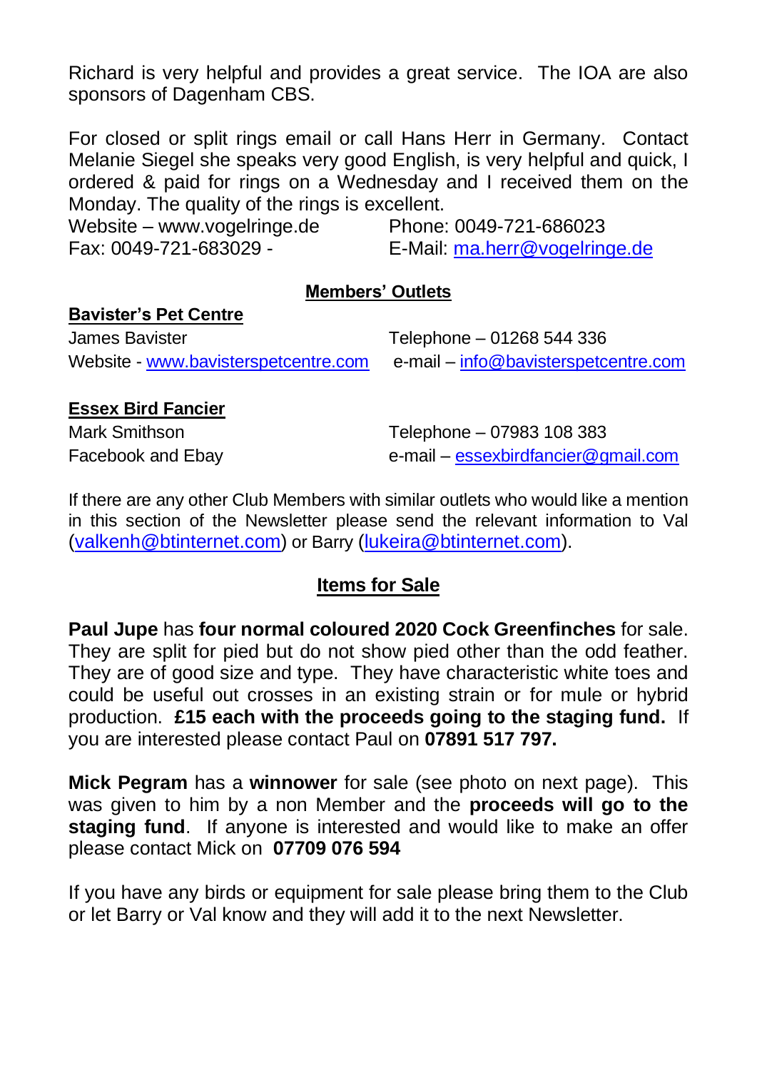Richard is very helpful and provides a great service. The IOA are also sponsors of Dagenham CBS.

For closed or split rings email or call Hans Herr in Germany. Contact Melanie Siegel she speaks very good English, is very helpful and quick, I ordered & paid for rings on a Wednesday and I received them on the Monday. The quality of the rings is excellent.

Website – www.vogelringe.de Phone: 0049-721-686023
Fax: 0049-721-683029 - E-Mail: ma.herr@vogelringe.de

## Members' Outlets

**Bavister's Pet Centre**

James Bavister Telephone – 01268 544 336
Website - www.bavisterspetcentre.com e-mail – info@bavisterspetcentre.com

**Essex Bird Fancier**

Mark Smithson Telephone – 07983 108 383
Facebook and Ebay e-mail – essexbirdfancier@gmail.com

If there are any other Club Members with similar outlets who would like a mention in this section of the Newsletter please send the relevant information to Val (valkenh@btinternet.com) or Barry (lukeira@btinternet.com).

## Items for Sale

**Paul Jupe** has **four normal coloured 2020 Cock Greenfinches** for sale. They are split for pied but do not show pied other than the odd feather. They are of good size and type. They have characteristic white toes and could be useful out crosses in an existing strain or for mule or hybrid production. **£15 each with the proceeds going to the staging fund.** If you are interested please contact Paul on **07891 517 797.**

**Mick Pegram** has a **winnower** for sale (see photo on next page). This was given to him by a non Member and the **proceeds will go to the staging fund**. If anyone is interested and would like to make an offer please contact Mick on **07709 076 594**

If you have any birds or equipment for sale please bring them to the Club or let Barry or Val know and they will add it to the next Newsletter.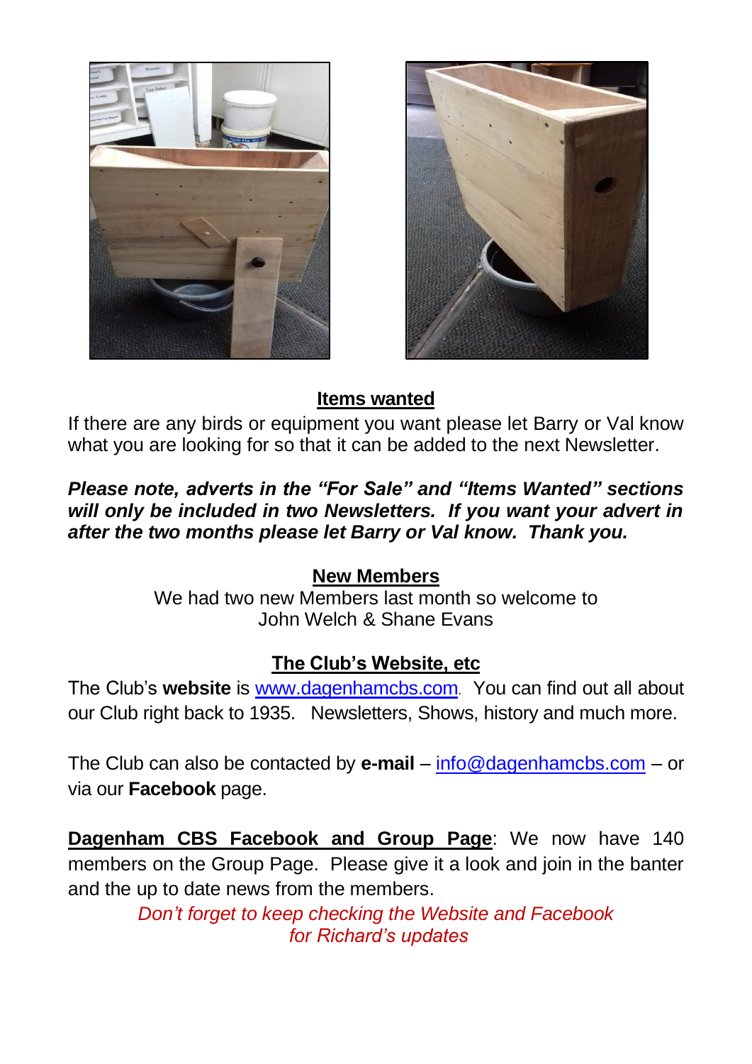## Items wanted

If there are any birds or equipment you want please let Barry or Val know what you are looking for so that it can be added to the next Newsletter.

***Please note, adverts in the "For Sale" and "Items Wanted" sections will only be included in two Newsletters. If you want your advert in after the two months please let Barry or Val know. Thank you.***

## New Members

We had two new Members last month so welcome to
John Welch & Shane Evans

## The Club's Website, etc

The Club's **website** is www.dagenhamcbs.com. You can find out all about our Club right back to 1935. Newsletters, Shows, history and much more.

The Club can also be contacted by **e-mail** – info@dagenhamcbs.com – or via our **Facebook** page.

**Dagenham CBS Facebook and Group Page**: We now have 140 members on the Group Page. Please give it a look and join in the banter and the up to date news from the members.

*Don't forget to keep checking the Website and Facebook for Richard's updates*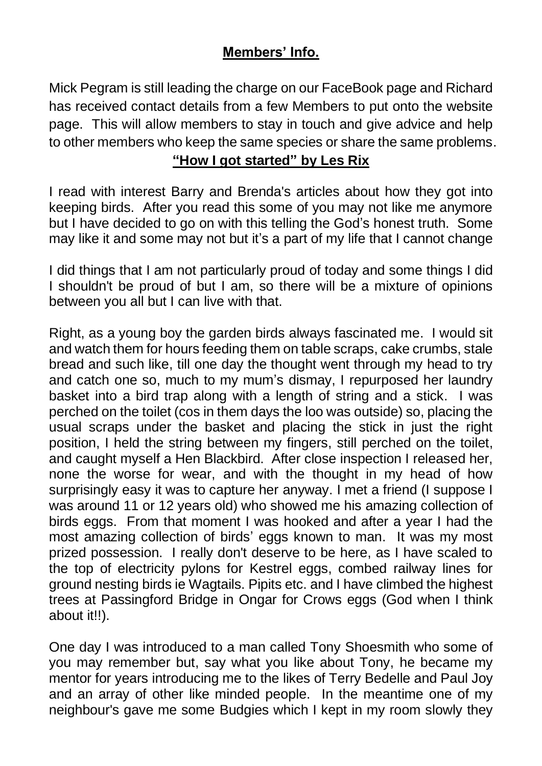## Members' Info.

Mick Pegram is still leading the charge on our FaceBook page and Richard has received contact details from a few Members to put onto the website page. This will allow members to stay in touch and give advice and help to other members who keep the same species or share the same problems.

## "How I got started" by Les Rix

I read with interest Barry and Brenda's articles about how they got into keeping birds. After you read this some of you may not like me anymore but I have decided to go on with this telling the God's honest truth. Some may like it and some may not but it's a part of my life that I cannot change

I did things that I am not particularly proud of today and some things I did I shouldn't be proud of but I am, so there will be a mixture of opinions between you all but I can live with that.

Right, as a young boy the garden birds always fascinated me. I would sit and watch them for hours feeding them on table scraps, cake crumbs, stale bread and such like, till one day the thought went through my head to try and catch one so, much to my mum's dismay, I repurposed her laundry basket into a bird trap along with a length of string and a stick. I was perched on the toilet (cos in them days the loo was outside) so, placing the usual scraps under the basket and placing the stick in just the right position, I held the string between my fingers, still perched on the toilet, and caught myself a Hen Blackbird. After close inspection I released her, none the worse for wear, and with the thought in my head of how surprisingly easy it was to capture her anyway. I met a friend (I suppose I was around 11 or 12 years old) who showed me his amazing collection of birds eggs. From that moment I was hooked and after a year I had the most amazing collection of birds' eggs known to man. It was my most prized possession. I really don't deserve to be here, as I have scaled to the top of electricity pylons for Kestrel eggs, combed railway lines for ground nesting birds ie Wagtails. Pipits etc. and I have climbed the highest trees at Passingford Bridge in Ongar for Crows eggs (God when I think about it!!).

One day I was introduced to a man called Tony Shoesmith who some of you may remember but, say what you like about Tony, he became my mentor for years introducing me to the likes of Terry Bedelle and Paul Joy and an array of other like minded people. In the meantime one of my neighbour's gave me some Budgies which I kept in my room slowly they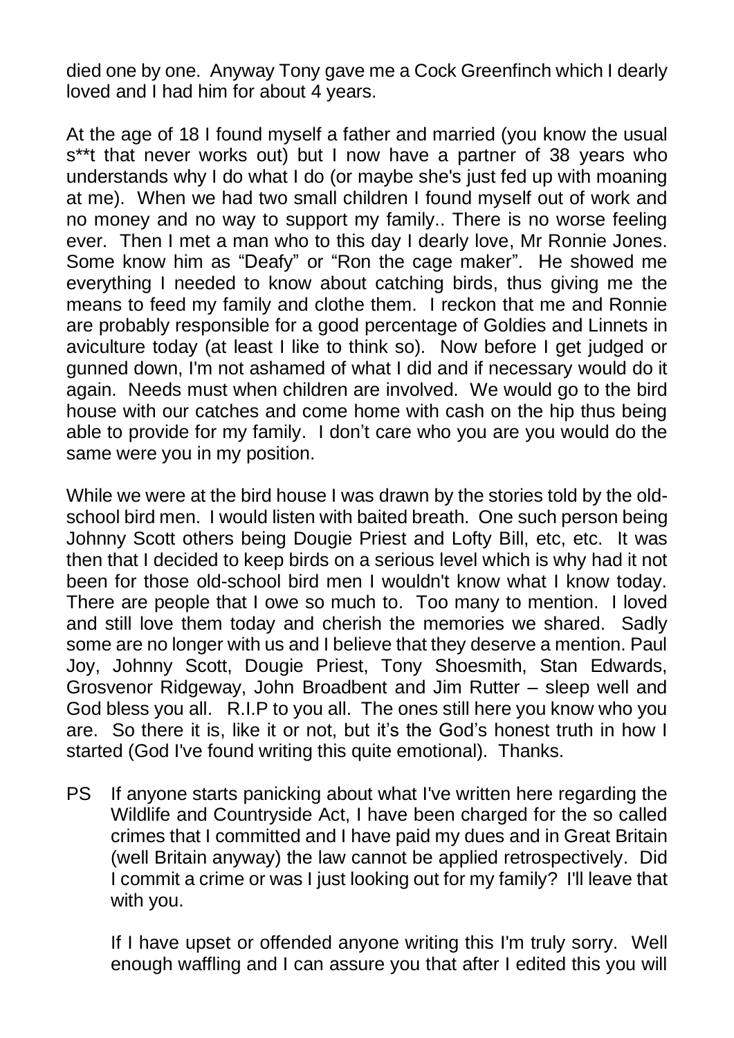died one by one. Anyway Tony gave me a Cock Greenfinch which I dearly loved and I had him for about 4 years.

At the age of 18 I found myself a father and married (you know the usual s**t that never works out) but I now have a partner of 38 years who understands why I do what I do (or maybe she's just fed up with moaning at me). When we had two small children I found myself out of work and no money and no way to support my family.. There is no worse feeling ever. Then I met a man who to this day I dearly love, Mr Ronnie Jones. Some know him as "Deafy" or "Ron the cage maker". He showed me everything I needed to know about catching birds, thus giving me the means to feed my family and clothe them. I reckon that me and Ronnie are probably responsible for a good percentage of Goldies and Linnets in aviculture today (at least I like to think so). Now before I get judged or gunned down, I'm not ashamed of what I did and if necessary would do it again. Needs must when children are involved. We would go to the bird house with our catches and come home with cash on the hip thus being able to provide for my family. I don't care who you are you would do the same were you in my position.

While we were at the bird house I was drawn by the stories told by the old-school bird men. I would listen with baited breath. One such person being Johnny Scott others being Dougie Priest and Lofty Bill, etc, etc. It was then that I decided to keep birds on a serious level which is why had it not been for those old-school bird men I wouldn't know what I know today. There are people that I owe so much to. Too many to mention. I loved and still love them today and cherish the memories we shared. Sadly some are no longer with us and I believe that they deserve a mention. Paul Joy, Johnny Scott, Dougie Priest, Tony Shoesmith, Stan Edwards, Grosvenor Ridgeway, John Broadbent and Jim Rutter – sleep well and God bless you all. R.I.P to you all. The ones still here you know who you are. So there it is, like it or not, but it's the God's honest truth in how I started (God I've found writing this quite emotional). Thanks.

PS If anyone starts panicking about what I've written here regarding the Wildlife and Countryside Act, I have been charged for the so called crimes that I committed and I have paid my dues and in Great Britain (well Britain anyway) the law cannot be applied retrospectively. Did I commit a crime or was I just looking out for my family? I'll leave that with you.

If I have upset or offended anyone writing this I'm truly sorry. Well enough waffling and I can assure you that after I edited this you will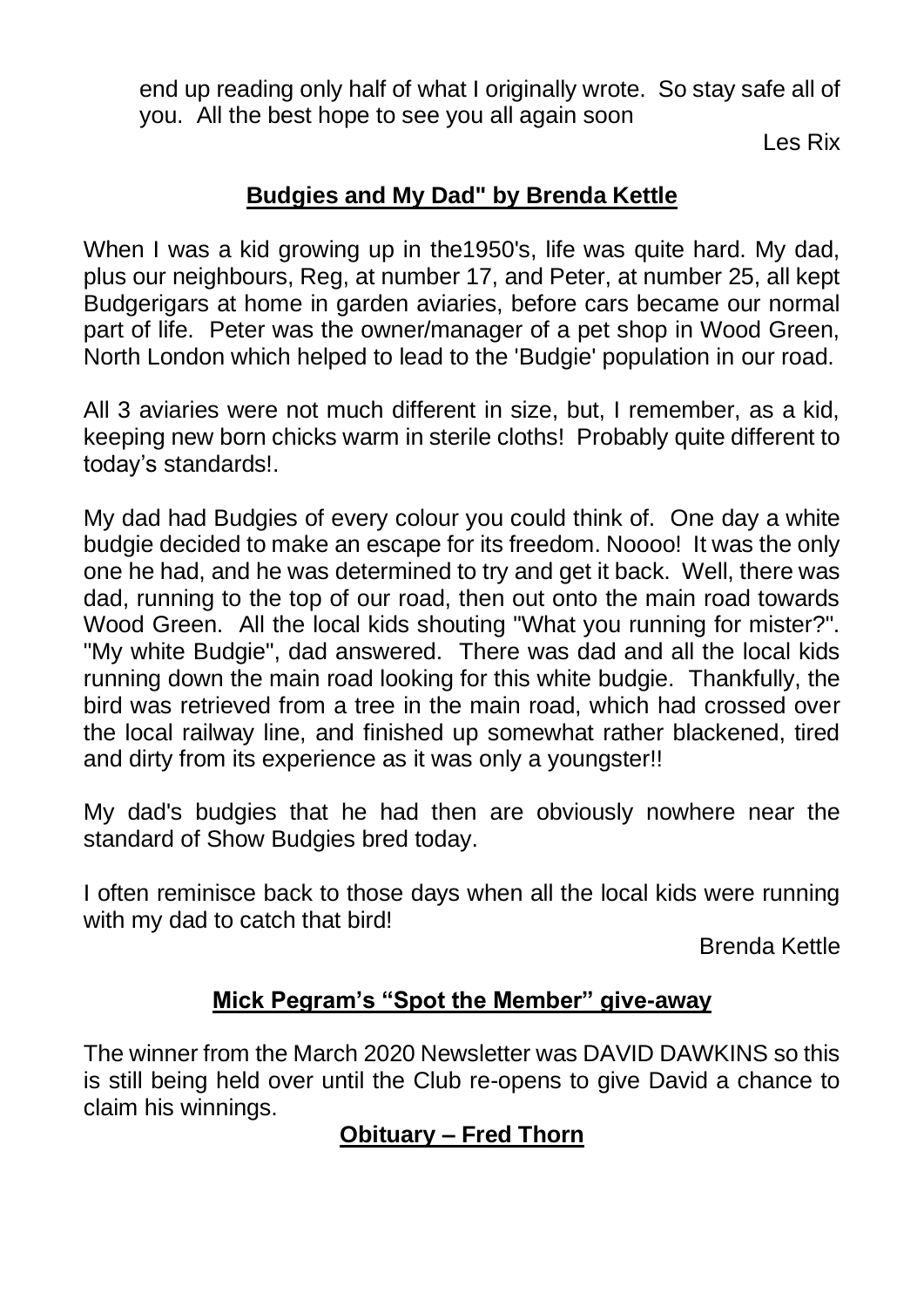end up reading only half of what I originally wrote. So stay safe all of you. All the best hope to see you all again soon

Les Rix

## Budgies and My Dad" by Brenda Kettle

When I was a kid growing up in the1950's, life was quite hard. My dad, plus our neighbours, Reg, at number 17, and Peter, at number 25, all kept Budgerigars at home in garden aviaries, before cars became our normal part of life. Peter was the owner/manager of a pet shop in Wood Green, North London which helped to lead to the 'Budgie' population in our road.

All 3 aviaries were not much different in size, but, I remember, as a kid, keeping new born chicks warm in sterile cloths! Probably quite different to today's standards!.

My dad had Budgies of every colour you could think of. One day a white budgie decided to make an escape for its freedom. Noooo! It was the only one he had, and he was determined to try and get it back. Well, there was dad, running to the top of our road, then out onto the main road towards Wood Green. All the local kids shouting "What you running for mister?". "My white Budgie", dad answered. There was dad and all the local kids running down the main road looking for this white budgie. Thankfully, the bird was retrieved from a tree in the main road, which had crossed over the local railway line, and finished up somewhat rather blackened, tired and dirty from its experience as it was only a youngster!!

My dad's budgies that he had then are obviously nowhere near the standard of Show Budgies bred today.

I often reminisce back to those days when all the local kids were running with my dad to catch that bird!

Brenda Kettle

## Mick Pegram's "Spot the Member" give-away

The winner from the March 2020 Newsletter was DAVID DAWKINS so this is still being held over until the Club re-opens to give David a chance to claim his winnings.

## Obituary – Fred Thorn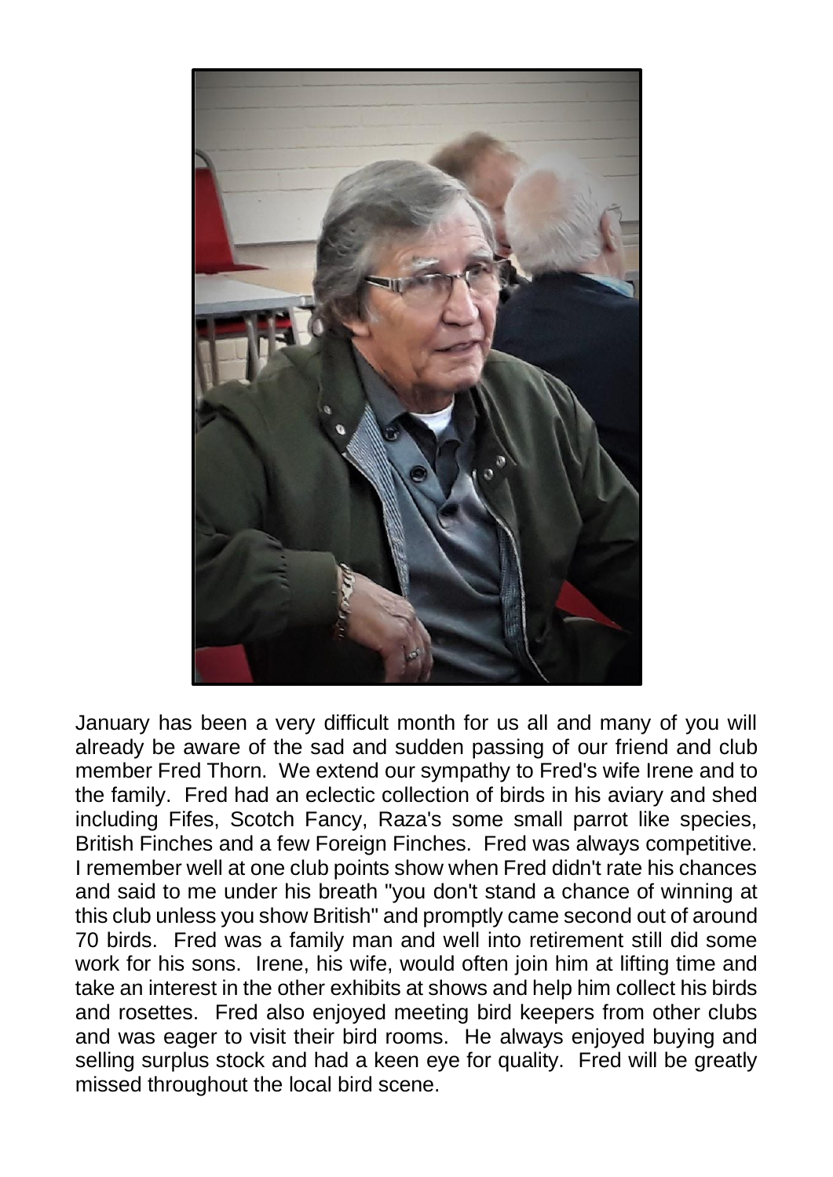January has been a very difficult month for us all and many of you will already be aware of the sad and sudden passing of our friend and club member Fred Thorn. We extend our sympathy to Fred's wife Irene and to the family. Fred had an eclectic collection of birds in his aviary and shed including Fifes, Scotch Fancy, Raza's some small parrot like species, British Finches and a few Foreign Finches. Fred was always competitive. I remember well at one club points show when Fred didn't rate his chances and said to me under his breath "you don't stand a chance of winning at this club unless you show British" and promptly came second out of around 70 birds. Fred was a family man and well into retirement still did some work for his sons. Irene, his wife, would often join him at lifting time and take an interest in the other exhibits at shows and help him collect his birds and rosettes. Fred also enjoyed meeting bird keepers from other clubs and was eager to visit their bird rooms. He always enjoyed buying and selling surplus stock and had a keen eye for quality. Fred will be greatly missed throughout the local bird scene.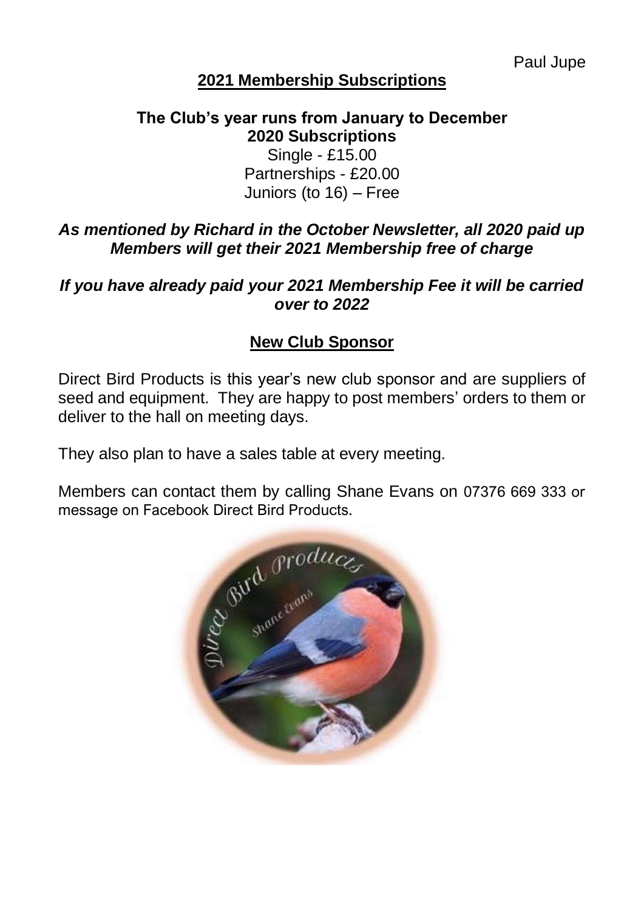Paul Jupe

## 2021 Membership Subscriptions

**The Club's year runs from January to December**
**2020 Subscriptions**
Single - £15.00
Partnerships - £20.00
Juniors (to 16) – Free

***As mentioned by Richard in the October Newsletter, all 2020 paid up Members will get their 2021 Membership free of charge***

***If you have already paid your 2021 Membership Fee it will be carried over to 2022***

## New Club Sponsor

Direct Bird Products is this year's new club sponsor and are suppliers of seed and equipment. They are happy to post members' orders to them or deliver to the hall on meeting days.

They also plan to have a sales table at every meeting.

Members can contact them by calling Shane Evans on 07376 669 333 or message on Facebook Direct Bird Products.